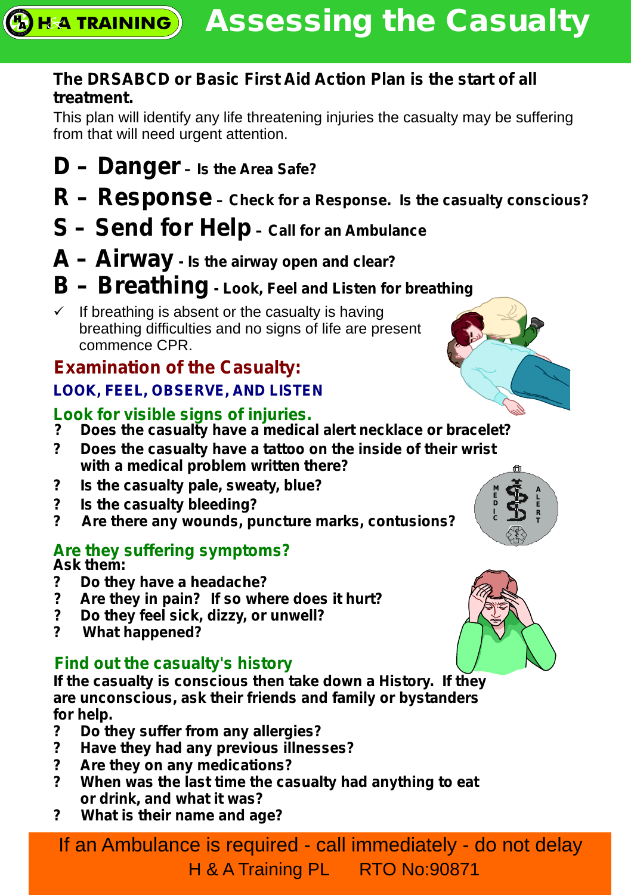# Assessing the Casualty

**The DRSABCD or Basic First Aid Action Plan is the start of all treatment.**

This plan will identify any life threatening injuries the casualty may be suffering from that will need urgent attention.

## D – Danger – Is the Area Safe?

## R – Response – Check for a Response. Is the casualty conscious?

## S – Send for Help – Call for an Ambulance

## A – Airway - Is the airway open and clear?

## B – Breathing - Look, Feel and Listen for breathing

- ✓ If breathing is absent or the casualty is having breathing difficulties and no signs of life are present commence CPR.

## Examination of the Casualty:

### LOOK, FEEL, OBSERVE, AND LISTEN

### Look for visible signs of injuries.

- ? **Does the casualty have a medical alert necklace or bracelet?**
- ? **Does the casualty have a tattoo on the inside of their wrist with a medical problem written there?**
- ? **Is the casualty pale, sweaty, blue?**
- ? **Is the casualty bleeding?**
- ? **Are there any wounds, puncture marks, contusions?**

### Are they suffering symptoms?

**Ask them:**

- ? **Do they have a headache?**
- ? **Are they in pain? If so where does it hurt?**
- ? **Do they feel sick, dizzy, or unwell?**
- ? **What happened?**

### Find out the casualty's history

**If the casualty is conscious then take down a History. If they are unconscious, ask their friends and family or bystanders for help.**

- ? **Do they suffer from any allergies?**
- ? **Have they had any previous illnesses?**
- ? **Are they on any medications?**
- ? **When was the last time the casualty had anything to eat or drink, and what it was?**
- ? **What is their name and age?**

If an Ambulance is required - call immediately - do not delay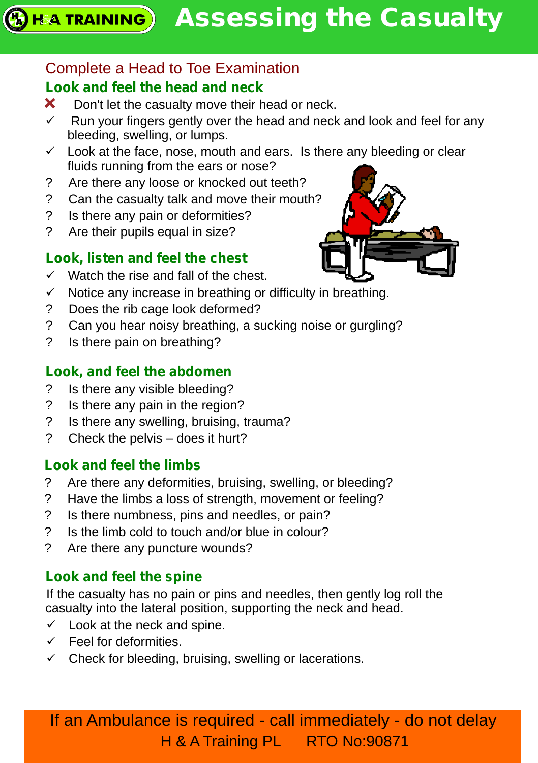# Assessing the Casualty

## Complete a Head to Toe Examination

### Look and feel the head and neck

- ✗ Don't let the casualty move their head or neck.
- ✓ Run your fingers gently over the head and neck and look and feel for any bleeding, swelling, or lumps.
- ✓ Look at the face, nose, mouth and ears. Is there any bleeding or clear fluids running from the ears or nose?
- ? Are there any loose or knocked out teeth?
- ? Can the casualty talk and move their mouth?
- ? Is there any pain or deformities?
- ? Are their pupils equal in size?

### Look, listen and feel the chest

- ✓ Watch the rise and fall of the chest.
- ✓ Notice any increase in breathing or difficulty in breathing.
- ? Does the rib cage look deformed?
- ? Can you hear noisy breathing, a sucking noise or gurgling?
- ? Is there pain on breathing?

### Look, and feel the abdomen

- ? Is there any visible bleeding?
- ? Is there any pain in the region?
- ? Is there any swelling, bruising, trauma?
- ? Check the pelvis – does it hurt?

### Look and feel the limbs

- ? Are there any deformities, bruising, swelling, or bleeding?
- ? Have the limbs a loss of strength, movement or feeling?
- ? Is there numbness, pins and needles, or pain?
- ? Is the limb cold to touch and/or blue in colour?
- ? Are there any puncture wounds?

### Look and feel the spine

If the casualty has no pain or pins and needles, then gently log roll the casualty into the lateral position, supporting the neck and head.

- ✓ Look at the neck and spine.
- ✓ Feel for deformities.
- ✓ Check for bleeding, bruising, swelling or lacerations.

**If an Ambulance is required - call immediately - do not delay**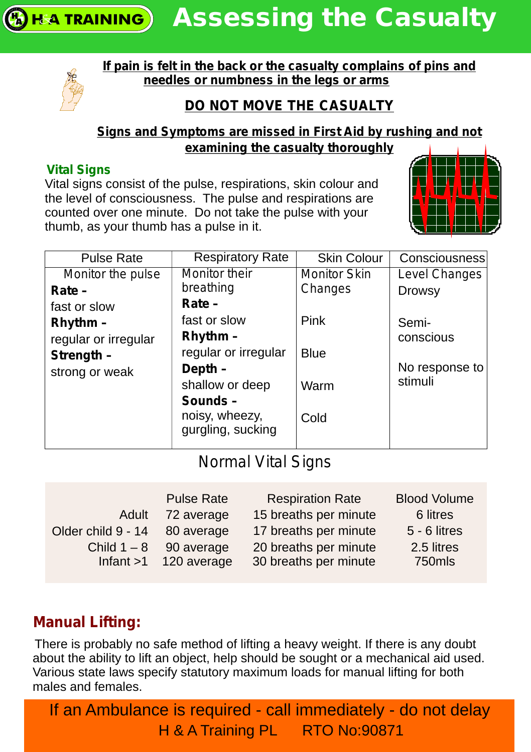# Assessing the Casualty

**If pain is felt in the back or the casualty complains of pins and needles or numbness in the legs or arms**

**DO NOT MOVE THE CASUALTY**

**Signs and Symptoms are missed in First Aid by rushing and not examining the casualty thoroughly**

## Vital Signs

Vital signs consist of the pulse, respirations, skin colour and the level of consciousness. The pulse and respirations are counted over one minute. Do not take the pulse with your thumb, as your thumb has a pulse in it.

| Pulse Rate | Respiratory Rate | Skin Colour | Consciousness |
|---|---|---|---|
| Monitor the pulse<br>**Rate –**<br>fast or slow<br>**Rhythm –**<br>regular or irregular<br>**Strength –**<br>strong or weak | Monitor their breathing<br>**Rate –**<br>fast or slow<br>**Rhythm –**<br>regular or irregular<br>**Depth –**<br>shallow or deep<br>**Sounds –**<br>noisy, wheezy, gurgling, sucking | Monitor Skin Changes<br>Pink<br>Blue<br>Warm<br>Cold | Level Changes<br>Drowsy<br>Semi-conscious<br>No response to stimuli |

### Normal Vital Signs

| | Pulse Rate | Respiration Rate | Blood Volume |
|---|---|---|---|
| Adult | 72 average | 15 breaths per minute | 6 litres |
| Older child 9 - 14 | 80 average | 17 breaths per minute | 5 - 6 litres |
| Child 1 – 8 | 90 average | 20 breaths per minute | 2.5 litres |
| Infant >1 | 120 average | 30 breaths per minute | 750mls |

## Manual Lifting:

There is probably no safe method of lifting a heavy weight. If there is any doubt about the ability to lift an object, help should be sought or a mechanical aid used. Various state laws specify statutory maximum loads for manual lifting for both males and females.

If an Ambulance is required - call immediately - do not delay

H & A Training PL RTO No:90871